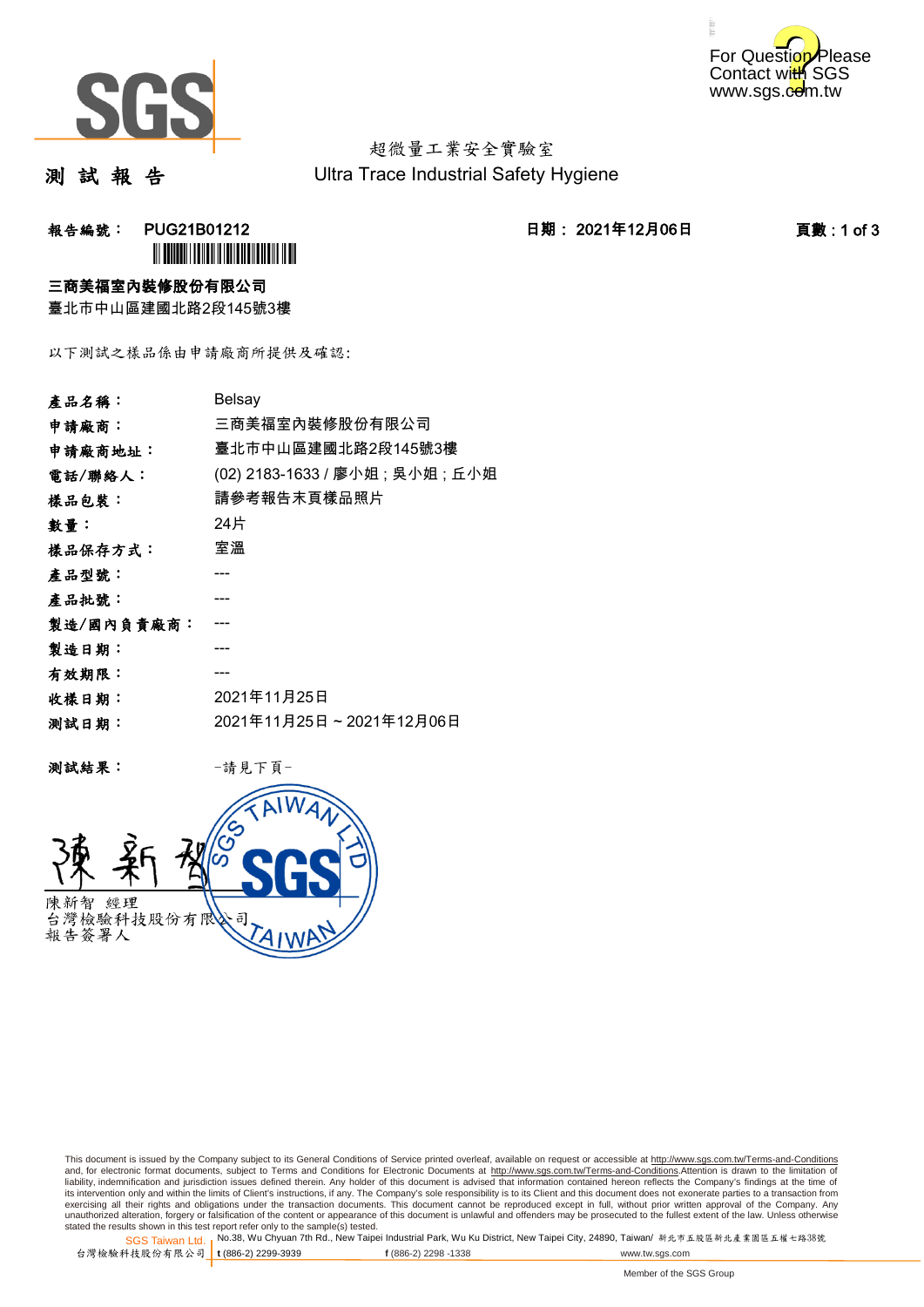For Question Please Contact with SGS www.sgs.com.tw

超微量工業安全實驗室
Ultra Trace Industrial Safety Hygiene

# 測 試 報 告

**報告編號： PUG21B01212**　　**日期： 2021年12月06日**

**三商美福室內裝修股份有限公司**
臺北市中山區建國北路2段145號3樓

以下測試之樣品係由申請廠商所提供及確認:

| | |
|---|---|
| **產品名稱：** | Belsay |
| **申請廠商：** | 三商美福室內裝修股份有限公司 |
| **申請廠商地址：** | 臺北市中山區建國北路2段145號3樓 |
| **電話/聯絡人：** | (02) 2183-1633 / 廖小姐；吳小姐；丘小姐 |
| **樣品包裝：** | 請參考報告末頁樣品照片 |
| **數量：** | 24片 |
| **樣品保存方式：** | 室溫 |
| **產品型號：** | --- |
| **產品批號：** | --- |
| **製造/國內負責廠商：** | --- |
| **製造日期：** | --- |
| **有效期限：** | --- |
| **收樣日期：** | 2021年11月25日 |
| **測試日期：** | 2021年11月25日 ~ 2021年12月06日 |

**測試結果：**　　-請見下頁-

陳新智　經理
台灣檢驗科技股份有限公司
報告簽署人

This document is issued by the Company subject to its General Conditions of Service printed overleaf, available on request or accessible at http://www.sgs.com.tw/Terms-and-Conditions and, for electronic format documents, subject to Terms and Conditions for Electronic Documents at http://www.sgs.com.tw/Terms-and-Conditions.Attention is drawn to the limitation of liability, indemnification and jurisdiction issues defined therein. Any holder of this document is advised that information contained hereon reflects the Company's findings at the time of its intervention only and within the limits of Client's instructions, if any. The Company's sole responsibility is to its Client and this document does not exonerate parties to a transaction from exercising all their rights and obligations under the transaction documents. This document cannot be reproduced except in full, without prior written approval of the Company. Any unauthorized alteration, forgery or falsification of the content or appearance of this document is unlawful and offenders may be prosecuted to the fullest extent of the law. Unless otherwise stated the results shown in this test report refer only to the sample(s) tested.

SGS Taiwan Ltd. 台灣檢驗科技股份有限公司 | No.38, Wu Chyuan 7th Rd., New Taipei Industrial Park, Wu Ku District, New Taipei City, 24890, Taiwan/ 新北市五股區新北產業園區五權七路38號 | t (886-2) 2299-3939 | f (886-2) 2298 -1338 | www.tw.sgs.com

Member of the SGS Group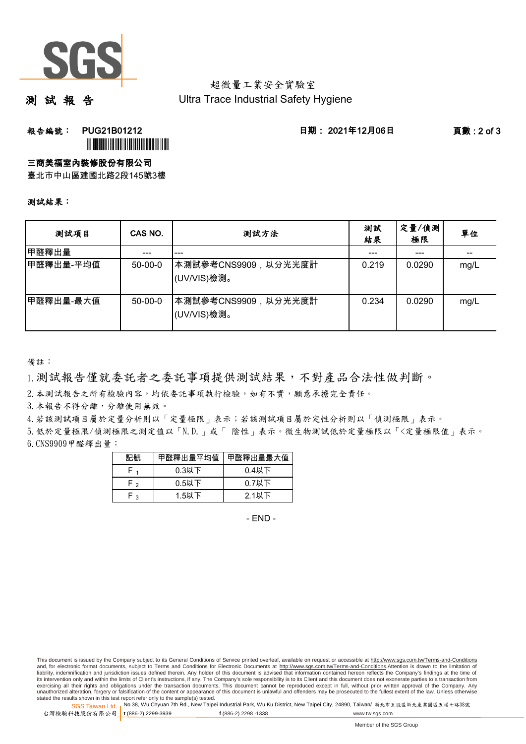超微量工業安全實驗室
Ultra Trace Industrial Safety Hygiene

# 測 試 報 告

**報告編號： PUG21B01212** **日期： 2021年12月06日**

**三商美福室內裝修股份有限公司**
臺北市中山區建國北路2段145號3樓

**測試結果：**

| 測試項目 | CAS NO. | 測試方法 | 測試結果 | 定量/偵測極限 | 單位 |
|---|---|---|---|---|---|
| 甲醛釋出量 | --- | --- | --- | --- | -- |
| 甲醛釋出量-平均值 | 50-00-0 | 本測試參考CNS9909，以分光光度計(UV/VIS)檢測。 | 0.219 | 0.0290 | mg/L |
| 甲醛釋出量-最大值 | 50-00-0 | 本測試參考CNS9909，以分光光度計(UV/VIS)檢測。 | 0.234 | 0.0290 | mg/L |

備註：

1. 測試報告僅就委託者之委託事項提供測試結果，不對產品合法性做判斷。
2. 本測試報告之所有檢驗內容，均依委託事項執行檢驗，如有不實，願意承擔完全責任。
3. 本報告不得分離，分離使用無效。
4. 若該測試項目屬於定量分析則以「定量極限」表示；若該測試項目屬於定性分析則以「偵測極限」表示。
5. 低於定量極限/偵測極限之測定值以「N.D.」或「 陰性」表示。微生物測試低於定量極限以「<定量極限值」表示。
6. CNS9909甲醛釋出量：

| 記號 | 甲醛釋出量平均值 | 甲醛釋出量最大值 |
|---|---|---|
| $F_1$ | 0.3以下 | 0.4以下 |
| $F_2$ | 0.5以下 | 0.7以下 |
| $F_3$ | 1.5以下 | 2.1以下 |

- END -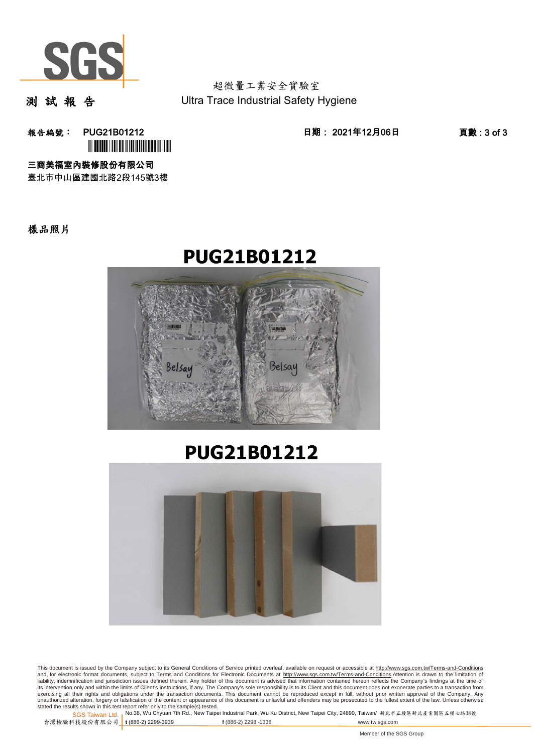超微量工業安全實驗室
Ultra Trace Industrial Safety Hygiene

測 試 報 告

報告編號： PUG21B01212

日期： 2021年12月06日

三商美福室內裝修股份有限公司
臺北市中山區建國北路2段145號3樓

## 樣品照片

PUG21B01212

PUG21B01212

This document is issued by the Company subject to its General Conditions of Service printed overleaf, available on request or accessible at http://www.sgs.com.tw/Terms-and-Conditions and, for electronic format documents, subject to Terms and Conditions for Electronic Documents at http://www.sgs.com.tw/Terms-and-Conditions.Attention is drawn to the limitation of liability, indemnification and jurisdiction issues defined therein. Any holder of this document is advised that information contained hereon reflects the Company's findings at the time of its intervention only and within the limits of Client's instructions, if any. The Company's sole responsibility is to its Client and this document does not exonerate parties to a transaction from exercising all their rights and obligations under the transaction documents. This document cannot be reproduced except in full, without prior written approval of the Company. Any unauthorized alteration, forgery or falsification of the content or appearance of this document is unlawful and offenders may be prosecuted to the fullest extent of the law. Unless otherwise stated the results shown in this test report refer only to the sample(s) tested.

SGS Taiwan Ltd. 台灣檢驗科技股份有限公司 | No.38, Wu Chyuan 7th Rd., New Taipei Industrial Park, Wu Ku District, New Taipei City, 24890, Taiwan/ 新北市五股區新北產業園區五權七路38號 | t (886-2) 2299-3939 | f (886-2) 2298 -1338 | www.tw.sgs.com

Member of the SGS Group